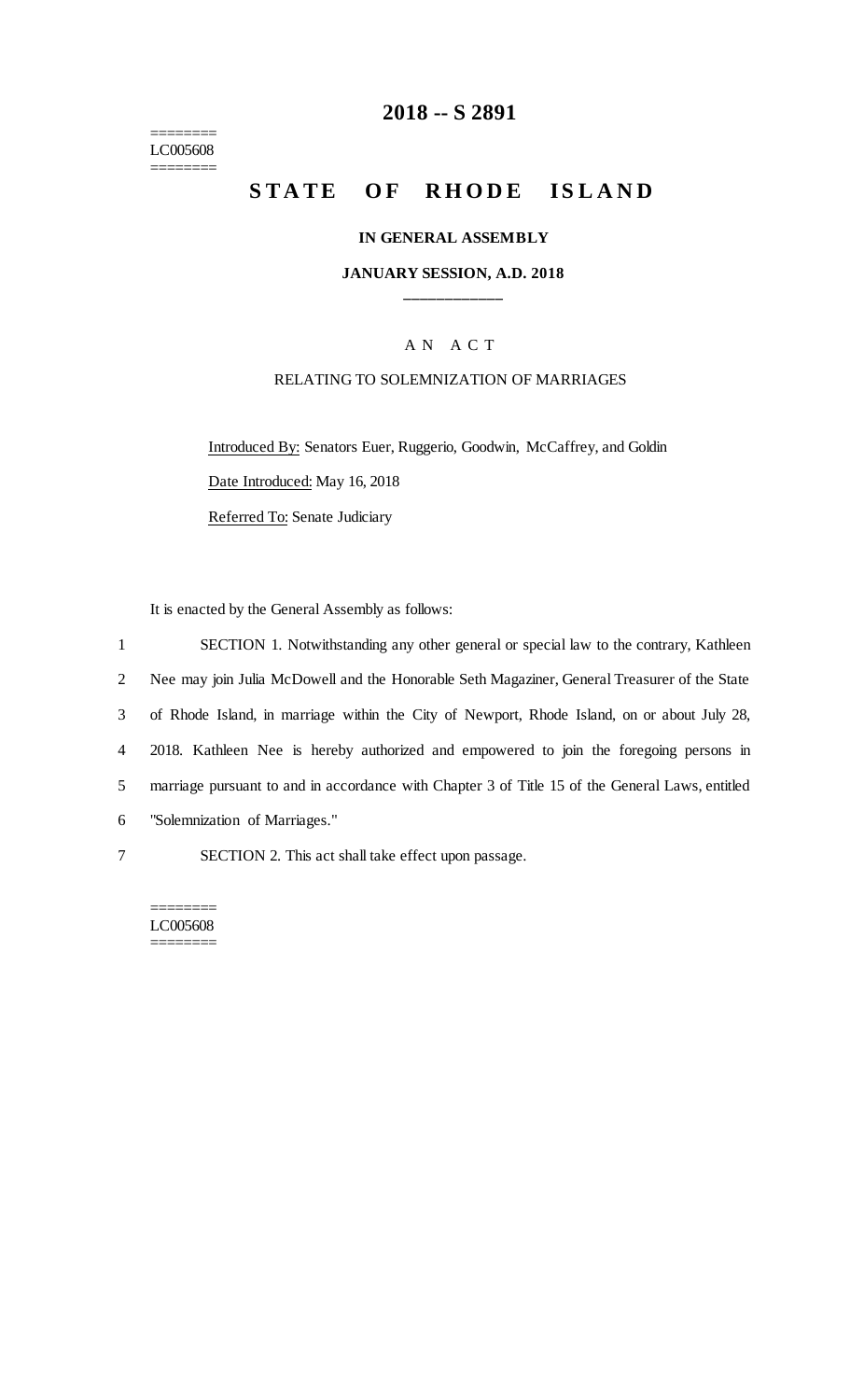# 2018 -- S 2891

========
LC005608
========

## STATE OF RHODE ISLAND

**IN GENERAL ASSEMBLY**

**JANUARY SESSION, A.D. 2018**

____________

A N A C T

RELATING TO SOLEMNIZATION OF MARRIAGES

Introduced By: Senators Euer, Ruggerio, Goodwin, McCaffrey, and Goldin

Date Introduced: May 16, 2018

Referred To: Senate Judiciary

It is enacted by the General Assembly as follows:

1 SECTION 1. Notwithstanding any other general or special law to the contrary, Kathleen
2 Nee may join Julia McDowell and the Honorable Seth Magaziner, General Treasurer of the State
3 of Rhode Island, in marriage within the City of Newport, Rhode Island, on or about July 28,
4 2018. Kathleen Nee is hereby authorized and empowered to join the foregoing persons in
5 marriage pursuant to and in accordance with Chapter 3 of Title 15 of the General Laws, entitled
6 "Solemnization of Marriages."

7 SECTION 2. This act shall take effect upon passage.

========
LC005608
========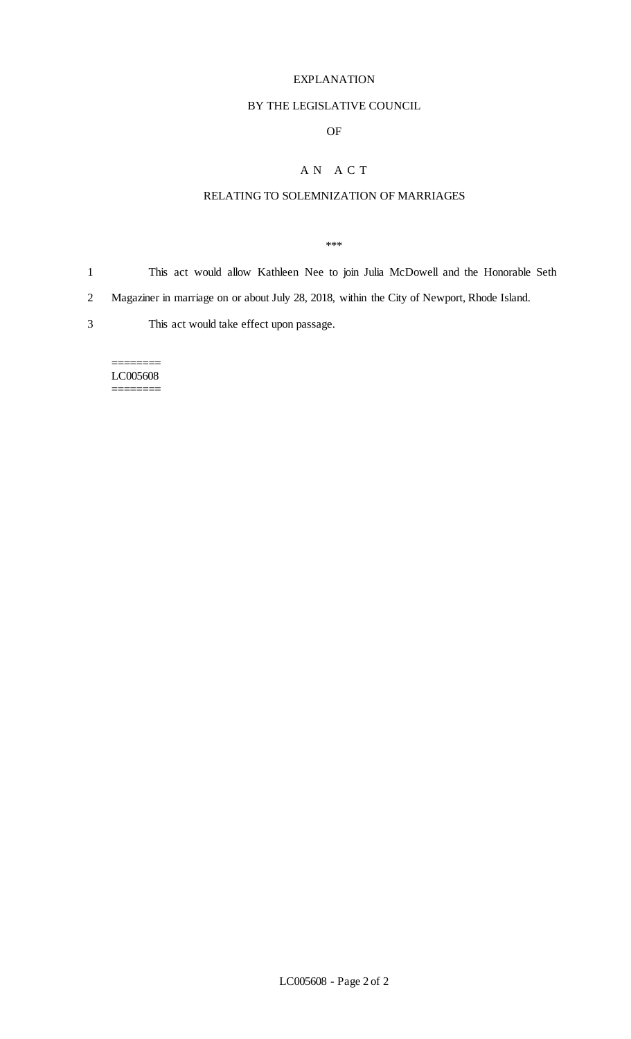EXPLANATION

BY THE LEGISLATIVE COUNCIL

OF

A N A C T

RELATING TO SOLEMNIZATION OF MARRIAGES

\*\*\*

1 This act would allow Kathleen Nee to join Julia McDowell and the Honorable Seth
2 Magaziner in marriage on or about July 28, 2018, within the City of Newport, Rhode Island.
3 This act would take effect upon passage.

========
LC005608
========